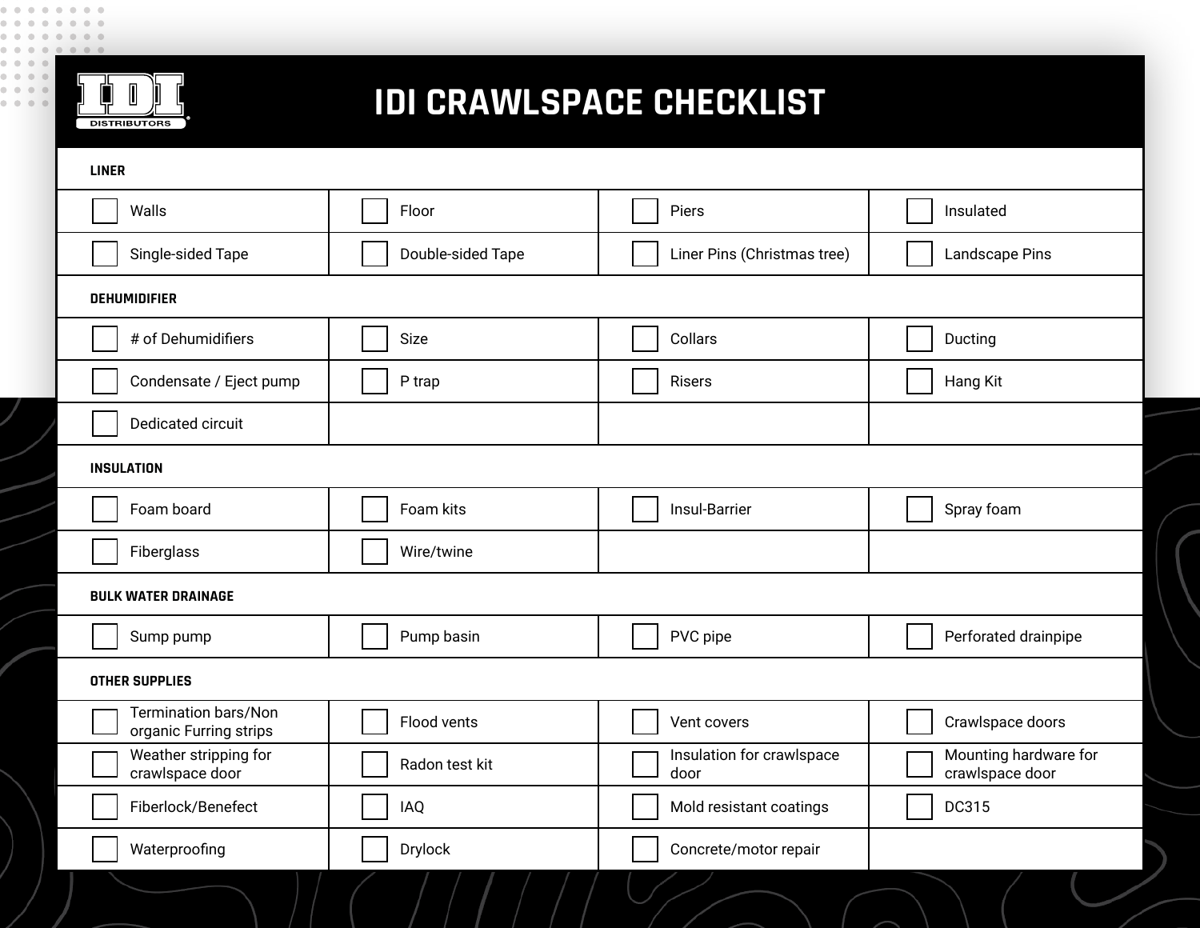# IDI CRAWLSPACE CHECKLIST

## LINER

| | | | |
|---|---|---|---|
| ☐ Walls | ☐ Floor | ☐ Piers | ☐ Insulated |
| ☐ Single-sided Tape | ☐ Double-sided Tape | ☐ Liner Pins (Christmas tree) | ☐ Landscape Pins |

## DEHUMIDIFIER

| | | | |
|---|---|---|---|
| ☐ # of Dehumidifiers | ☐ Size | ☐ Collars | ☐ Ducting |
| ☐ Condensate / Eject pump | ☐ P trap | ☐ Risers | ☐ Hang Kit |
| ☐ Dedicated circuit | | | |

## INSULATION

| | | | |
|---|---|---|---|
| ☐ Foam board | ☐ Foam kits | ☐ Insul-Barrier | ☐ Spray foam |
| ☐ Fiberglass | ☐ Wire/twine | | |

## BULK WATER DRAINAGE

| | | | |
|---|---|---|---|
| ☐ Sump pump | ☐ Pump basin | ☐ PVC pipe | ☐ Perforated drainpipe |

## OTHER SUPPLIES

| | | | |
|---|---|---|---|
| ☐ Termination bars/Non organic Furring strips | ☐ Flood vents | ☐ Vent covers | ☐ Crawlspace doors |
| ☐ Weather stripping for crawlspace door | ☐ Radon test kit | ☐ Insulation for crawlspace door | ☐ Mounting hardware for crawlspace door |
| ☐ Fiberlock/Benefect | ☐ IAQ | ☐ Mold resistant coatings | ☐ DC315 |
| ☐ Waterproofing | ☐ Drylock | ☐ Concrete/motor repair | |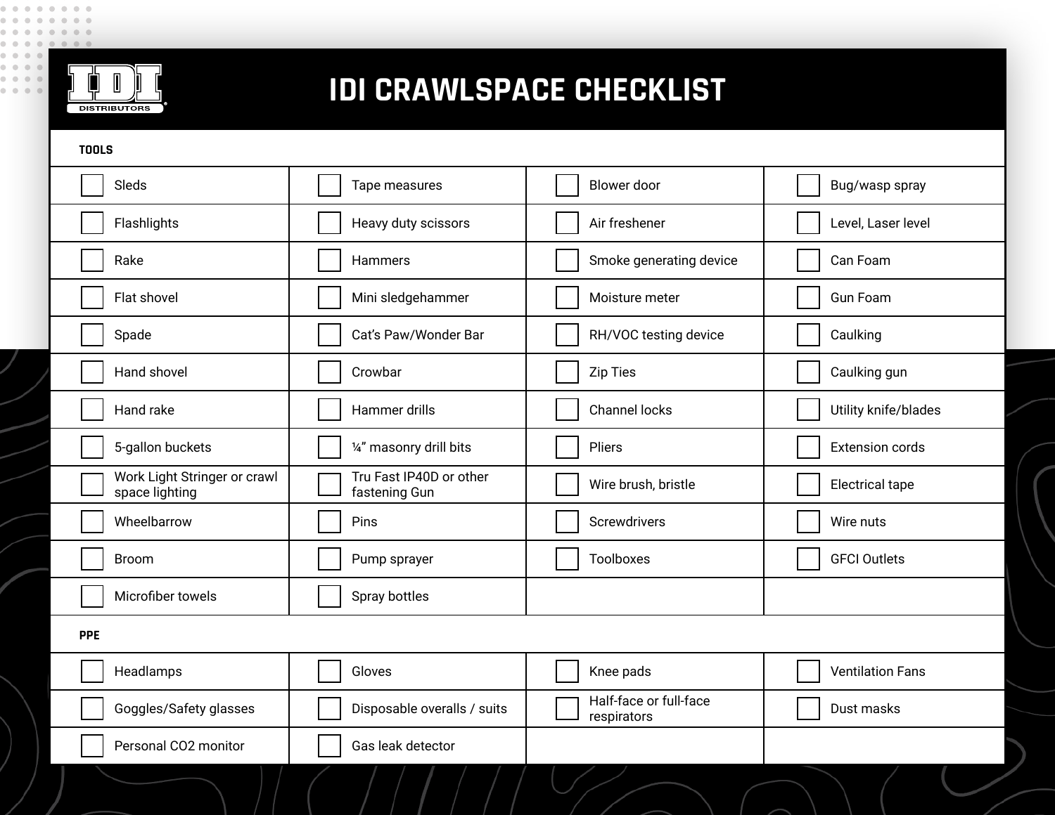# IDI CRAWLSPACE CHECKLIST

## TOOLS

| | | | |
|---|---|---|---|
| ☐ Sleds | ☐ Tape measures | ☐ Blower door | ☐ Bug/wasp spray |
| ☐ Flashlights | ☐ Heavy duty scissors | ☐ Air freshener | ☐ Level, Laser level |
| ☐ Rake | ☐ Hammers | ☐ Smoke generating device | ☐ Can Foam |
| ☐ Flat shovel | ☐ Mini sledgehammer | ☐ Moisture meter | ☐ Gun Foam |
| ☐ Spade | ☐ Cat's Paw/Wonder Bar | ☐ RH/VOC testing device | ☐ Caulking |
| ☐ Hand shovel | ☐ Crowbar | ☐ Zip Ties | ☐ Caulking gun |
| ☐ Hand rake | ☐ Hammer drills | ☐ Channel locks | ☐ Utility knife/blades |
| ☐ 5-gallon buckets | ☐ ¼" masonry drill bits | ☐ Pliers | ☐ Extension cords |
| ☐ Work Light Stringer or crawl space lighting | ☐ Tru Fast IP40D or other fastening Gun | ☐ Wire brush, bristle | ☐ Electrical tape |
| ☐ Wheelbarrow | ☐ Pins | ☐ Screwdrivers | ☐ Wire nuts |
| ☐ Broom | ☐ Pump sprayer | ☐ Toolboxes | ☐ GFCI Outlets |
| ☐ Microfiber towels | ☐ Spray bottles | | |

## PPE

| | | | |
|---|---|---|---|
| ☐ Headlamps | ☐ Gloves | ☐ Knee pads | ☐ Ventilation Fans |
| ☐ Goggles/Safety glasses | ☐ Disposable overalls / suits | ☐ Half-face or full-face respirators | ☐ Dust masks |
| ☐ Personal CO2 monitor | ☐ Gas leak detector | | |